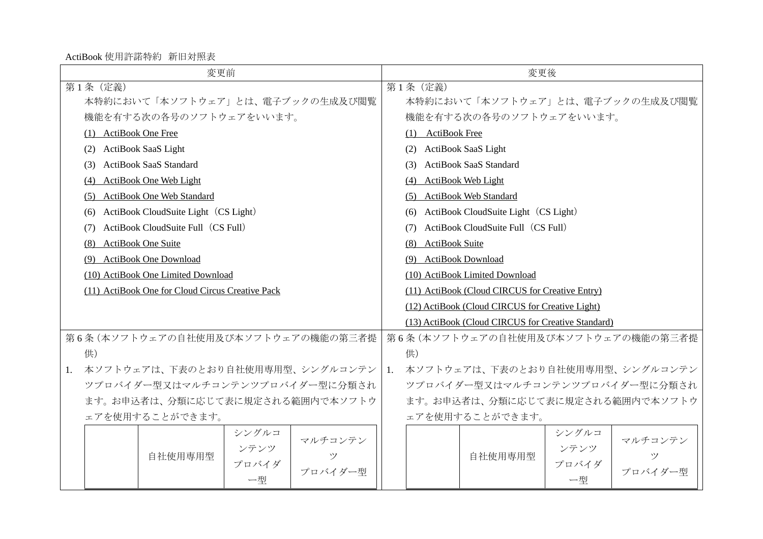ActiBook 使用許諾特約　新旧対照表

| 変更前 | 変更後 |
| --- | --- |
| 第 1 条（定義）<br>本特約において「本ソフトウェア」とは、電子ブックの生成及び閲覧機能を有する次の各号のソフトウェアをいいます。<br>(1) ActiBook One Free<br>(2) ActiBook SaaS Light<br>(3) ActiBook SaaS Standard<br>(4) ActiBook One Web Light<br>(5) ActiBook One Web Standard<br>(6) ActiBook CloudSuite Light（CS Light）<br>(7) ActiBook CloudSuite Full（CS Full）<br>(8) ActiBook One Suite<br>(9) ActiBook One Download<br>(10) ActiBook One Limited Download<br>(11) ActiBook One for Cloud Circus Creative Pack | 第 1 条（定義）<br>本特約において「本ソフトウェア」とは、電子ブックの生成及び閲覧機能を有する次の各号のソフトウェアをいいます。<br>(1) ActiBook Free<br>(2) ActiBook SaaS Light<br>(3) ActiBook SaaS Standard<br>(4) ActiBook Web Light<br>(5) ActiBook Web Standard<br>(6) ActiBook CloudSuite Light（CS Light）<br>(7) ActiBook CloudSuite Full（CS Full）<br>(8) ActiBook Suite<br>(9) ActiBook Download<br>(10) ActiBook Limited Download<br>(11) ActiBook (Cloud CIRCUS for Creative Entry)<br>(12) ActiBook (Cloud CIRCUS for Creative Light)<br>(13) ActiBook (Cloud CIRCUS for Creative Standard) |
| 第 6 条（本ソフトウェアの自社使用及び本ソフトウェアの機能の第三者提供）<br>1. 本ソフトウェアは、下表のとおり自社使用専用型、シングルコンテンツプロバイダー型又はマルチコンテンツプロバイダー型に分類されます。お申込者は、分類に応じて表に規定される範囲内で本ソフトウェアを使用することができます。 | 第 6 条（本ソフトウェアの自社使用及び本ソフトウェアの機能の第三者提供）<br>1. 本ソフトウェアは、下表のとおり自社使用専用型、シングルコンテンツプロバイダー型又はマルチコンテンツプロバイダー型に分類されます。お申込者は、分類に応じて表に規定される範囲内で本ソフトウェアを使用することができます。 |

変更前：

| | 自社使用専用型 | シングルコンテンツプロバイダー型 | マルチコンテンツプロバイダー型 |
| --- | --- | --- | --- |

変更後：

| | 自社使用専用型 | シングルコンテンツプロバイダー型 | マルチコンテンツプロバイダー型 |
| --- | --- | --- | --- |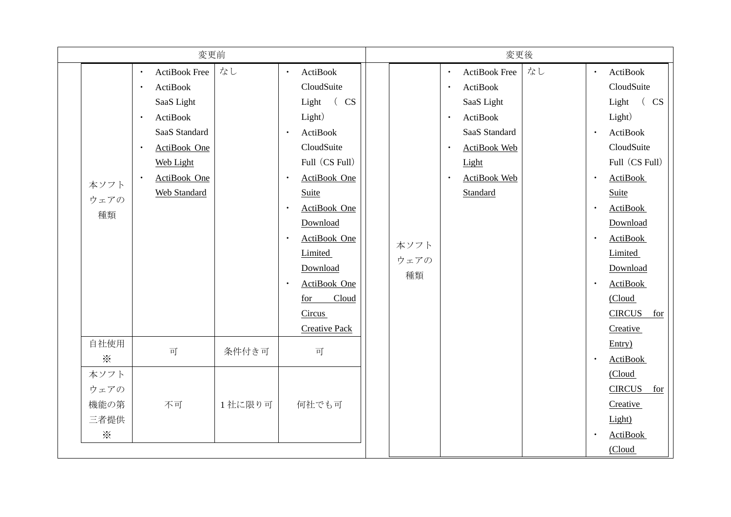| 変更前 | | | | 変更後 | | | |
|---|---|---|---|---|---|---|---|
| 本ソフトウェアの種類 | ・ActiBook Free<br>・ActiBook SaaS Light<br>・ActiBook SaaS Standard<br>・ActiBook One Web Light<br>・ActiBook One Web Standard | なし | ・ActiBook CloudSuite Light（CS Light）<br>・ActiBook CloudSuite Full（CS Full）<br>・ActiBook One Suite<br>・ActiBook One Download<br>・ActiBook One Limited Download<br>・ActiBook One for Cloud Circus Creative Pack | 本ソフトウェアの種類 | ・ActiBook Free<br>・ActiBook SaaS Light<br>・ActiBook SaaS Standard<br>・ActiBook Web Light<br>・ActiBook Web Standard | なし | ・ActiBook CloudSuite Light（CS Light）<br>・ActiBook CloudSuite Full（CS Full）<br>・ActiBook Suite<br>・ActiBook Download<br>・ActiBook Limited Download<br>・ActiBook (Cloud CIRCUS for Creative Entry)<br>・ActiBook (Cloud CIRCUS for Creative Light)<br>・ActiBook (Cloud |
| 自社使用※ | 可 | 条件付き可 | 可 | | | | |
| 本ソフトウェアの機能の第三者提供※ | 不可 | 1 社に限り可 | 何社でも可 | | | | |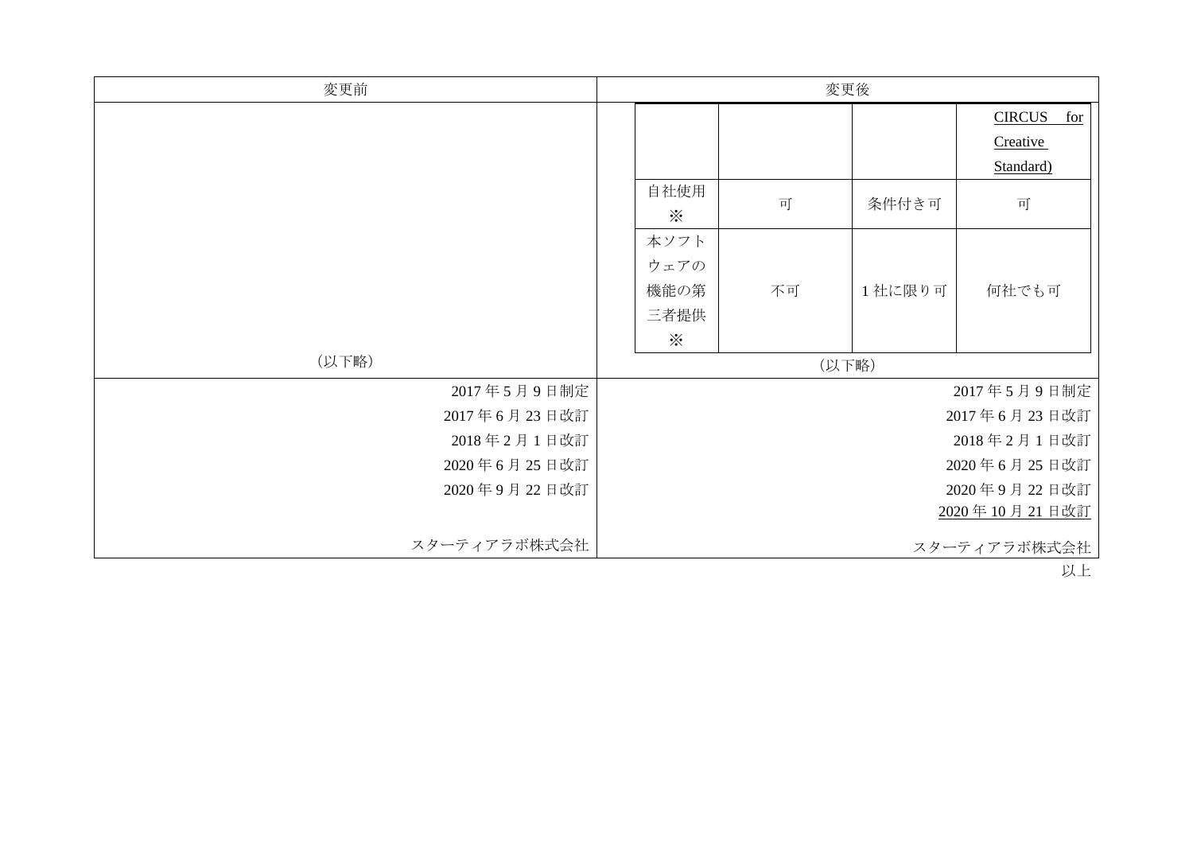| 変更前 | 変更後 |
| --- | --- |
| | (nested table below) |
| （以下略） | （以下略） |

| | | | CIRCUS for Creative Standard) |
| --- | --- | --- | --- |
| 自社使用※ | 可 | 条件付き可 | 可 |
| 本ソフトウェアの機能の第三者提供※ | 不可 | 1社に限り可 | 何社でも可 |

（以下略）

| 変更前 | 変更後 |
| --- | --- |
| 2017年5月9日制定 | 2017年5月9日制定 |
| 2017年6月23日改訂 | 2017年6月23日改訂 |
| 2018年2月1日改訂 | 2018年2月1日改訂 |
| 2020年6月25日改訂 | 2020年6月25日改訂 |
| 2020年9月22日改訂 | 2020年9月22日改訂 |
| | 2020年10月21日改訂 |
| スターティアラボ株式会社 | スターティアラボ株式会社 |

以上